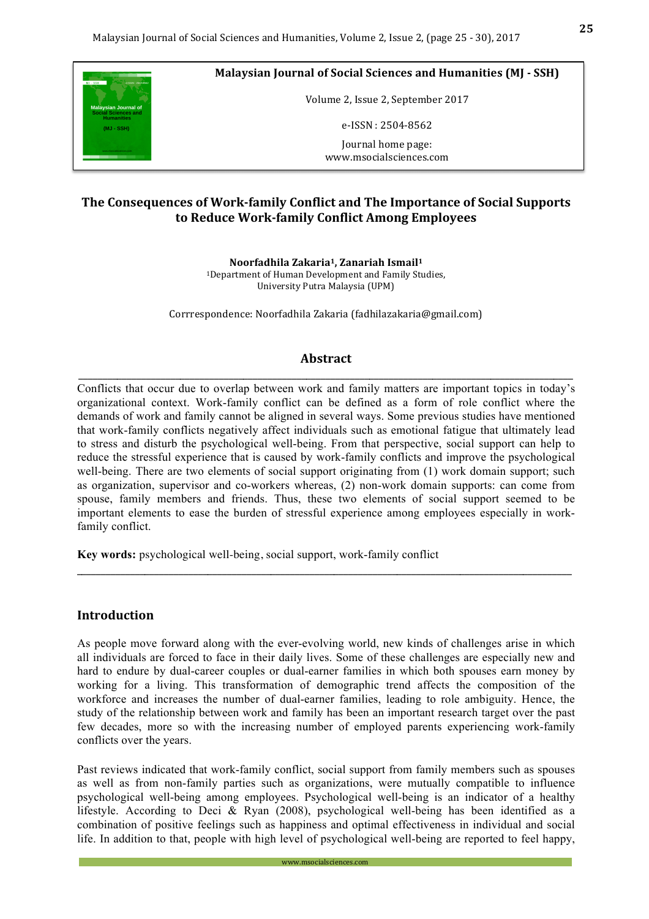**Malaysian Journal of Social Sciences and Humanities (MJ - SSH)**

Volume 2, Issue 2, September 2017

e-ISSN : 2504-8562

Journal home page:
www.msocialsciences.com

# The Consequences of Work-family Conflict and The Importance of Social Supports to Reduce Work-family Conflict Among Employees

**Noorfadhila Zakaria[1], Zanariah Ismail[1]**
[1]Department of Human Development and Family Studies,
University Putra Malaysia (UPM)

Corrrespondence: Noorfadhila Zakaria (fadhilazakaria@gmail.com)

## Abstract

Conflicts that occur due to overlap between work and family matters are important topics in today's organizational context. Work-family conflict can be defined as a form of role conflict where the demands of work and family cannot be aligned in several ways. Some previous studies have mentioned that work-family conflicts negatively affect individuals such as emotional fatigue that ultimately lead to stress and disturb the psychological well-being. From that perspective, social support can help to reduce the stressful experience that is caused by work-family conflicts and improve the psychological well-being. There are two elements of social support originating from (1) work domain support; such as organization, supervisor and co-workers whereas, (2) non-work domain supports: can come from spouse, family members and friends. Thus, these two elements of social support seemed to be important elements to ease the burden of stressful experience among employees especially in work-family conflict.

**Key words:** psychological well-being, social support, work-family conflict

## Introduction

As people move forward along with the ever-evolving world, new kinds of challenges arise in which all individuals are forced to face in their daily lives. Some of these challenges are especially new and hard to endure by dual-career couples or dual-earner families in which both spouses earn money by working for a living. This transformation of demographic trend affects the composition of the workforce and increases the number of dual-earner families, leading to role ambiguity. Hence, the study of the relationship between work and family has been an important research target over the past few decades, more so with the increasing number of employed parents experiencing work-family conflicts over the years.

Past reviews indicated that work-family conflict, social support from family members such as spouses as well as from non-family parties such as organizations, were mutually compatible to influence psychological well-being among employees. Psychological well-being is an indicator of a healthy lifestyle. According to Deci & Ryan (2008), psychological well-being has been identified as a combination of positive feelings such as happiness and optimal effectiveness in individual and social life. In addition to that, people with high level of psychological well-being are reported to feel happy,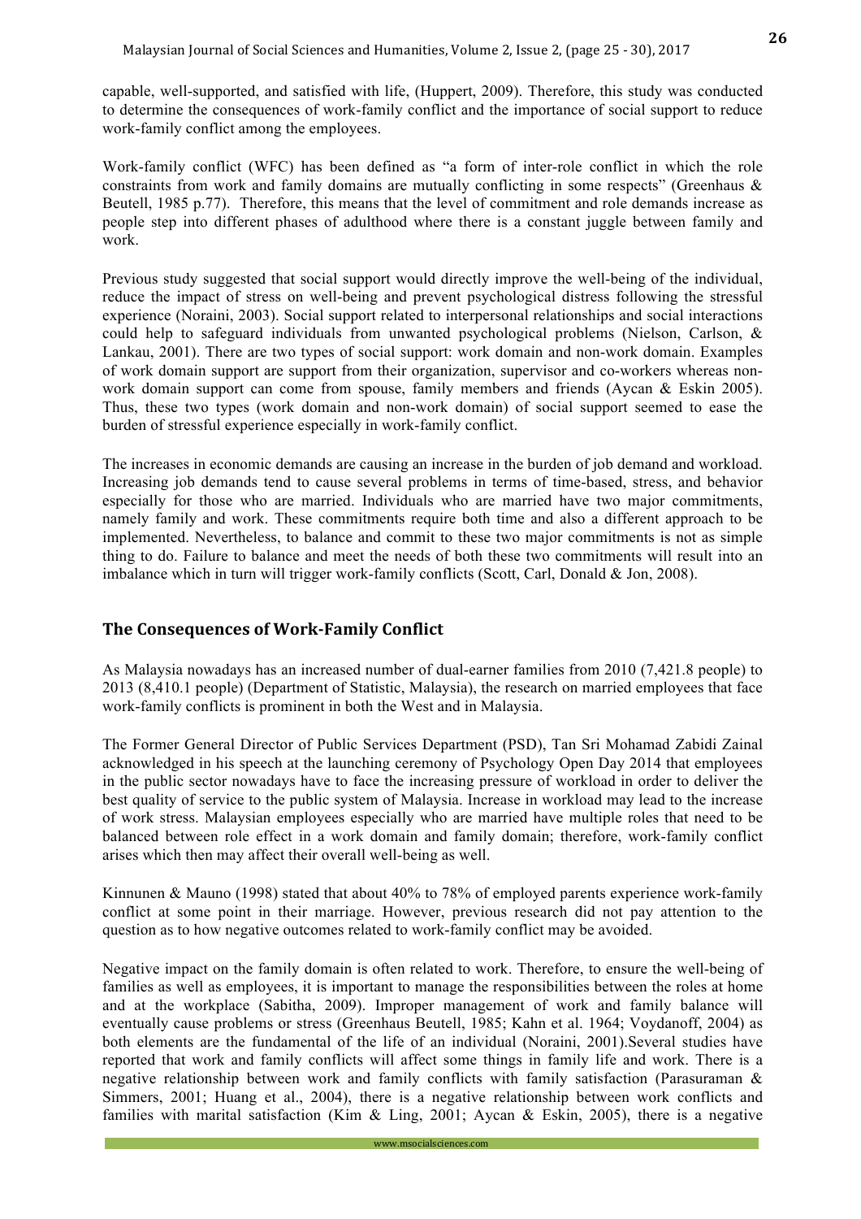capable, well-supported, and satisfied with life, (Huppert, 2009). Therefore, this study was conducted to determine the consequences of work-family conflict and the importance of social support to reduce work-family conflict among the employees.

Work-family conflict (WFC) has been defined as "a form of inter-role conflict in which the role constraints from work and family domains are mutually conflicting in some respects" (Greenhaus & Beutell, 1985 p.77). Therefore, this means that the level of commitment and role demands increase as people step into different phases of adulthood where there is a constant juggle between family and work.

Previous study suggested that social support would directly improve the well-being of the individual, reduce the impact of stress on well-being and prevent psychological distress following the stressful experience (Noraini, 2003). Social support related to interpersonal relationships and social interactions could help to safeguard individuals from unwanted psychological problems (Nielson, Carlson, & Lankau, 2001). There are two types of social support: work domain and non-work domain. Examples of work domain support are support from their organization, supervisor and co-workers whereas non-work domain support can come from spouse, family members and friends (Aycan & Eskin 2005). Thus, these two types (work domain and non-work domain) of social support seemed to ease the burden of stressful experience especially in work-family conflict.

The increases in economic demands are causing an increase in the burden of job demand and workload. Increasing job demands tend to cause several problems in terms of time-based, stress, and behavior especially for those who are married. Individuals who are married have two major commitments, namely family and work. These commitments require both time and also a different approach to be implemented. Nevertheless, to balance and commit to these two major commitments is not as simple thing to do. Failure to balance and meet the needs of both these two commitments will result into an imbalance which in turn will trigger work-family conflicts (Scott, Carl, Donald & Jon, 2008).

## The Consequences of Work-Family Conflict

As Malaysia nowadays has an increased number of dual-earner families from 2010 (7,421.8 people) to 2013 (8,410.1 people) (Department of Statistic, Malaysia), the research on married employees that face work-family conflicts is prominent in both the West and in Malaysia.

The Former General Director of Public Services Department (PSD), Tan Sri Mohamad Zabidi Zainal acknowledged in his speech at the launching ceremony of Psychology Open Day 2014 that employees in the public sector nowadays have to face the increasing pressure of workload in order to deliver the best quality of service to the public system of Malaysia. Increase in workload may lead to the increase of work stress. Malaysian employees especially who are married have multiple roles that need to be balanced between role effect in a work domain and family domain; therefore, work-family conflict arises which then may affect their overall well-being as well.

Kinnunen & Mauno (1998) stated that about 40% to 78% of employed parents experience work-family conflict at some point in their marriage. However, previous research did not pay attention to the question as to how negative outcomes related to work-family conflict may be avoided.

Negative impact on the family domain is often related to work. Therefore, to ensure the well-being of families as well as employees, it is important to manage the responsibilities between the roles at home and at the workplace (Sabitha, 2009). Improper management of work and family balance will eventually cause problems or stress (Greenhaus Beutell, 1985; Kahn et al. 1964; Voydanoff, 2004) as both elements are the fundamental of the life of an individual (Noraini, 2001).Several studies have reported that work and family conflicts will affect some things in family life and work. There is a negative relationship between work and family conflicts with family satisfaction (Parasuraman & Simmers, 2001; Huang et al., 2004), there is a negative relationship between work conflicts and families with marital satisfaction (Kim & Ling, 2001; Aycan & Eskin, 2005), there is a negative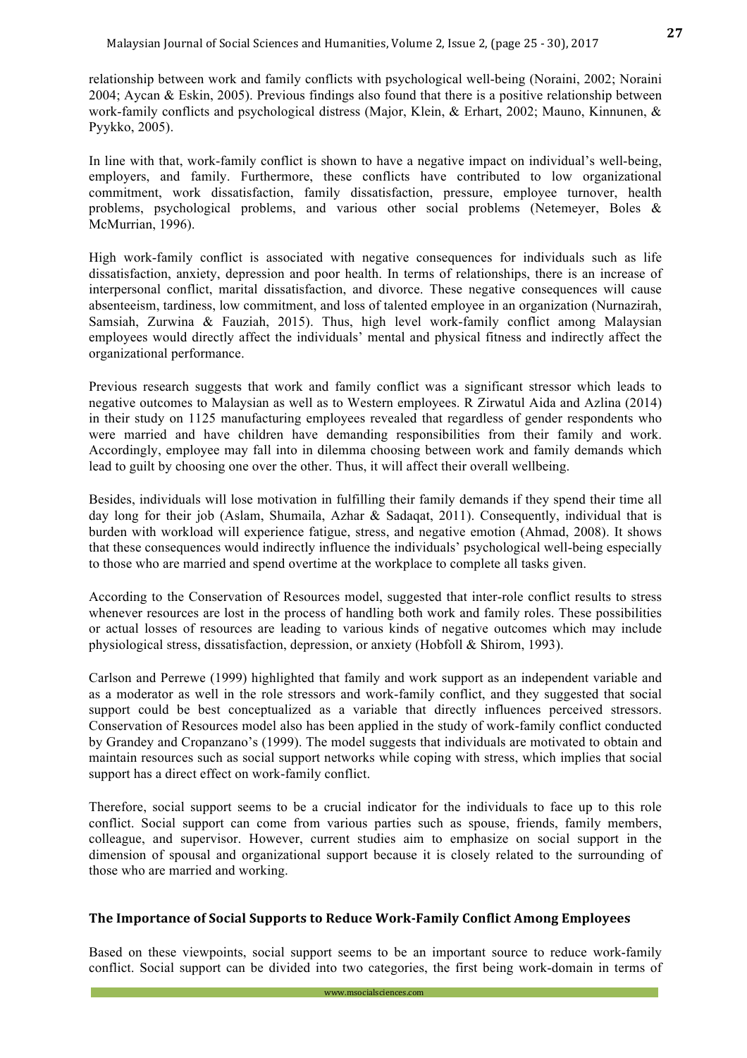relationship between work and family conflicts with psychological well-being (Noraini, 2002; Noraini 2004; Aycan & Eskin, 2005). Previous findings also found that there is a positive relationship between work-family conflicts and psychological distress (Major, Klein, & Erhart, 2002; Mauno, Kinnunen, & Pyykko, 2005).

In line with that, work-family conflict is shown to have a negative impact on individual's well-being, employers, and family. Furthermore, these conflicts have contributed to low organizational commitment, work dissatisfaction, family dissatisfaction, pressure, employee turnover, health problems, psychological problems, and various other social problems (Netemeyer, Boles & McMurrian, 1996).

High work-family conflict is associated with negative consequences for individuals such as life dissatisfaction, anxiety, depression and poor health. In terms of relationships, there is an increase of interpersonal conflict, marital dissatisfaction, and divorce. These negative consequences will cause absenteeism, tardiness, low commitment, and loss of talented employee in an organization (Nurnazirah, Samsiah, Zurwina & Fauziah, 2015). Thus, high level work-family conflict among Malaysian employees would directly affect the individuals' mental and physical fitness and indirectly affect the organizational performance.

Previous research suggests that work and family conflict was a significant stressor which leads to negative outcomes to Malaysian as well as to Western employees. R Zirwatul Aida and Azlina (2014) in their study on 1125 manufacturing employees revealed that regardless of gender respondents who were married and have children have demanding responsibilities from their family and work. Accordingly, employee may fall into in dilemma choosing between work and family demands which lead to guilt by choosing one over the other. Thus, it will affect their overall wellbeing.

Besides, individuals will lose motivation in fulfilling their family demands if they spend their time all day long for their job (Aslam, Shumaila, Azhar & Sadaqat, 2011). Consequently, individual that is burden with workload will experience fatigue, stress, and negative emotion (Ahmad, 2008). It shows that these consequences would indirectly influence the individuals' psychological well-being especially to those who are married and spend overtime at the workplace to complete all tasks given.

According to the Conservation of Resources model, suggested that inter-role conflict results to stress whenever resources are lost in the process of handling both work and family roles. These possibilities or actual losses of resources are leading to various kinds of negative outcomes which may include physiological stress, dissatisfaction, depression, or anxiety (Hobfoll & Shirom, 1993).

Carlson and Perrewe (1999) highlighted that family and work support as an independent variable and as a moderator as well in the role stressors and work-family conflict, and they suggested that social support could be best conceptualized as a variable that directly influences perceived stressors. Conservation of Resources model also has been applied in the study of work-family conflict conducted by Grandey and Cropanzano's (1999). The model suggests that individuals are motivated to obtain and maintain resources such as social support networks while coping with stress, which implies that social support has a direct effect on work-family conflict.

Therefore, social support seems to be a crucial indicator for the individuals to face up to this role conflict. Social support can come from various parties such as spouse, friends, family members, colleague, and supervisor. However, current studies aim to emphasize on social support in the dimension of spousal and organizational support because it is closely related to the surrounding of those who are married and working.

## The Importance of Social Supports to Reduce Work-Family Conflict Among Employees

Based on these viewpoints, social support seems to be an important source to reduce work-family conflict. Social support can be divided into two categories, the first being work-domain in terms of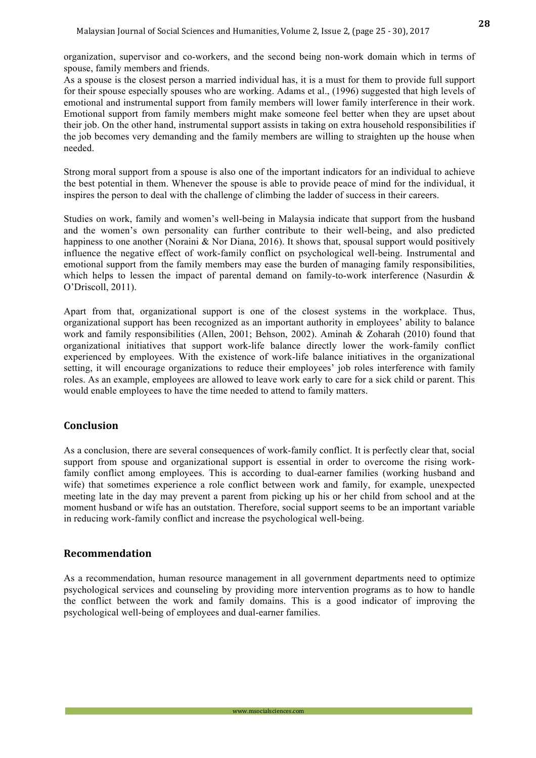organization, supervisor and co-workers, and the second being non-work domain which in terms of spouse, family members and friends.
As a spouse is the closest person a married individual has, it is a must for them to provide full support for their spouse especially spouses who are working. Adams et al., (1996) suggested that high levels of emotional and instrumental support from family members will lower family interference in their work. Emotional support from family members might make someone feel better when they are upset about their job. On the other hand, instrumental support assists in taking on extra household responsibilities if the job becomes very demanding and the family members are willing to straighten up the house when needed.

Strong moral support from a spouse is also one of the important indicators for an individual to achieve the best potential in them. Whenever the spouse is able to provide peace of mind for the individual, it inspires the person to deal with the challenge of climbing the ladder of success in their careers.

Studies on work, family and women's well-being in Malaysia indicate that support from the husband and the women's own personality can further contribute to their well-being, and also predicted happiness to one another (Noraini & Nor Diana, 2016). It shows that, spousal support would positively influence the negative effect of work-family conflict on psychological well-being. Instrumental and emotional support from the family members may ease the burden of managing family responsibilities, which helps to lessen the impact of parental demand on family-to-work interference (Nasurdin & O'Driscoll, 2011).

Apart from that, organizational support is one of the closest systems in the workplace. Thus, organizational support has been recognized as an important authority in employees' ability to balance work and family responsibilities (Allen, 2001; Behson, 2002). Aminah & Zoharah (2010) found that organizational initiatives that support work-life balance directly lower the work-family conflict experienced by employees. With the existence of work-life balance initiatives in the organizational setting, it will encourage organizations to reduce their employees' job roles interference with family roles. As an example, employees are allowed to leave work early to care for a sick child or parent. This would enable employees to have the time needed to attend to family matters.

## Conclusion

As a conclusion, there are several consequences of work-family conflict. It is perfectly clear that, social support from spouse and organizational support is essential in order to overcome the rising work-family conflict among employees. This is according to dual-earner families (working husband and wife) that sometimes experience a role conflict between work and family, for example, unexpected meeting late in the day may prevent a parent from picking up his or her child from school and at the moment husband or wife has an outstation. Therefore, social support seems to be an important variable in reducing work-family conflict and increase the psychological well-being.

## Recommendation

As a recommendation, human resource management in all government departments need to optimize psychological services and counseling by providing more intervention programs as to how to handle the conflict between the work and family domains. This is a good indicator of improving the psychological well-being of employees and dual-earner families.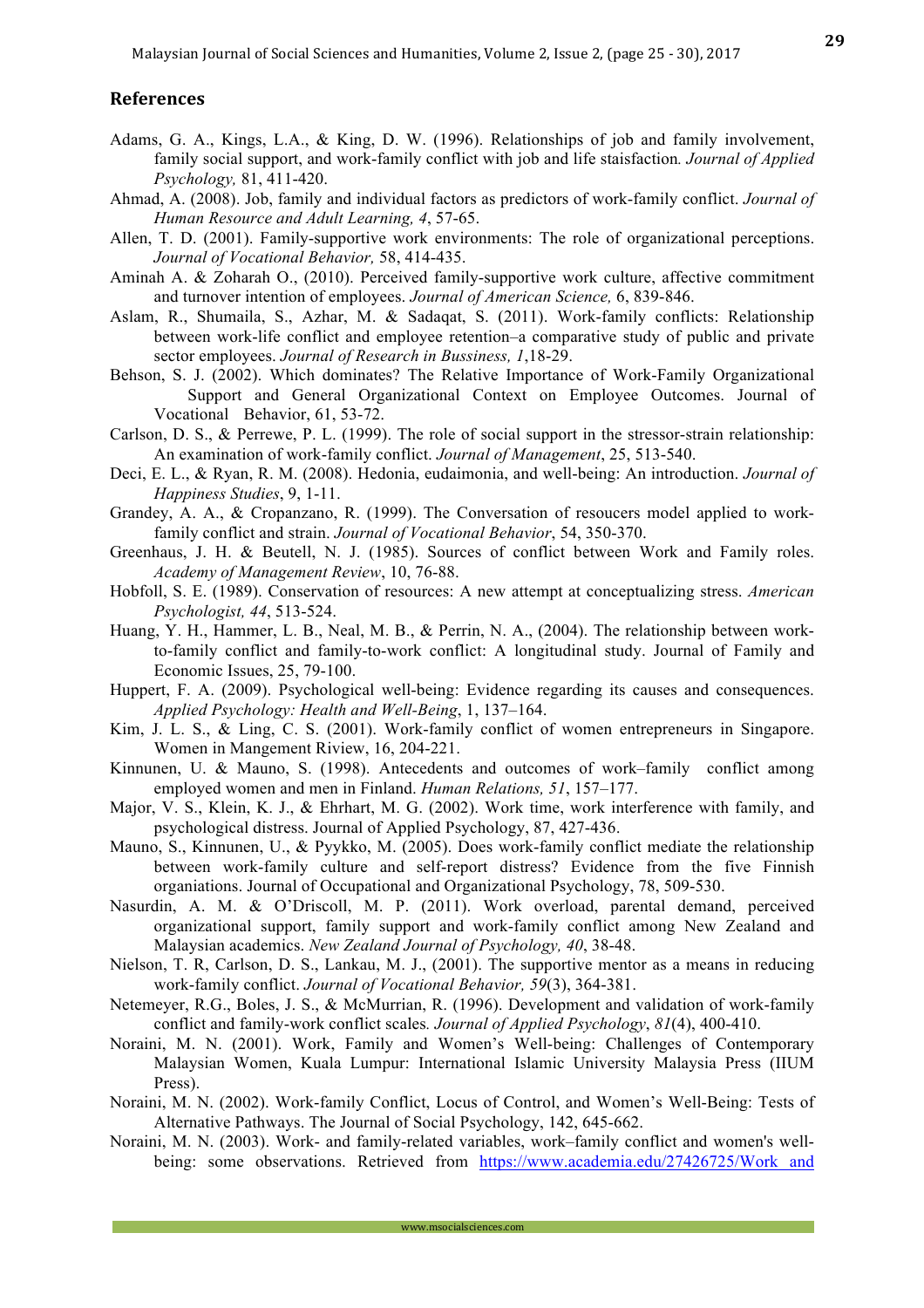## References

Adams, G. A., Kings, L.A., & King, D. W. (1996). Relationships of job and family involvement, family social support, and work-family conflict with job and life staisfaction. *Journal of Applied Psychology,* 81, 411-420.

Ahmad, A. (2008). Job, family and individual factors as predictors of work-family conflict. *Journal of Human Resource and Adult Learning, 4*, 57-65.

Allen, T. D. (2001). Family-supportive work environments: The role of organizational perceptions. *Journal of Vocational Behavior,* 58, 414-435.

Aminah A. & Zoharah O., (2010). Perceived family-supportive work culture, affective commitment and turnover intention of employees. *Journal of American Science,* 6, 839-846.

Aslam, R., Shumaila, S., Azhar, M. & Sadaqat, S. (2011). Work-family conflicts: Relationship between work-life conflict and employee retention–a comparative study of public and private sector employees. *Journal of Research in Bussiness, 1*,18-29.

Behson, S. J. (2002). Which dominates? The Relative Importance of Work-Family Organizational Support and General Organizational Context on Employee Outcomes. Journal of Vocational Behavior, 61, 53-72.

Carlson, D. S., & Perrewe, P. L. (1999). The role of social support in the stressor-strain relationship: An examination of work-family conflict. *Journal of Management*, 25, 513-540.

Deci, E. L., & Ryan, R. M. (2008). Hedonia, eudaimonia, and well-being: An introduction. *Journal of Happiness Studies*, 9, 1-11.

Grandey, A. A., & Cropanzano, R. (1999). The Conversation of resoucers model applied to work-family conflict and strain. *Journal of Vocational Behavior*, 54, 350-370.

Greenhaus, J. H. & Beutell, N. J. (1985). Sources of conflict between Work and Family roles. *Academy of Management Review*, 10, 76-88.

Hobfoll, S. E. (1989). Conservation of resources: A new attempt at conceptualizing stress. *American Psychologist, 44*, 513-524.

Huang, Y. H., Hammer, L. B., Neal, M. B., & Perrin, N. A., (2004). The relationship between work-to-family conflict and family-to-work conflict: A longitudinal study. Journal of Family and Economic Issues, 25, 79-100.

Huppert, F. A. (2009). Psychological well-being: Evidence regarding its causes and consequences. *Applied Psychology: Health and Well-Being*, 1, 137–164.

Kim, J. L. S., & Ling, C. S. (2001). Work-family conflict of women entrepreneurs in Singapore. Women in Mangement Riview, 16, 204-221.

Kinnunen, U. & Mauno, S. (1998). Antecedents and outcomes of work–family conflict among employed women and men in Finland. *Human Relations, 51*, 157–177.

Major, V. S., Klein, K. J., & Ehrhart, M. G. (2002). Work time, work interference with family, and psychological distress. Journal of Applied Psychology, 87, 427-436.

Mauno, S., Kinnunen, U., & Pyykko, M. (2005). Does work-family conflict mediate the relationship between work-family culture and self-report distress? Evidence from the five Finnish organiations. Journal of Occupational and Organizational Psychology, 78, 509-530.

Nasurdin, A. M. & O'Driscoll, M. P. (2011). Work overload, parental demand, perceived organizational support, family support and work-family conflict among New Zealand and Malaysian academics. *New Zealand Journal of Psychology, 40*, 38-48.

Nielson, T. R, Carlson, D. S., Lankau, M. J., (2001). The supportive mentor as a means in reducing work-family conflict. *Journal of Vocational Behavior, 59*(3), 364-381.

Netemeyer, R.G., Boles, J. S., & McMurrian, R. (1996). Development and validation of work-family conflict and family-work conflict scales. *Journal of Applied Psychology*, *81*(4), 400-410.

Noraini, M. N. (2001). Work, Family and Women's Well-being: Challenges of Contemporary Malaysian Women, Kuala Lumpur: International Islamic University Malaysia Press (IIUM Press).

Noraini, M. N. (2002). Work-family Conflict, Locus of Control, and Women's Well-Being: Tests of Alternative Pathways. The Journal of Social Psychology, 142, 645-662.

Noraini, M. N. (2003). Work- and family-related variables, work–family conflict and women's well-being: some observations. Retrieved from https://www.academia.edu/27426725/Work_and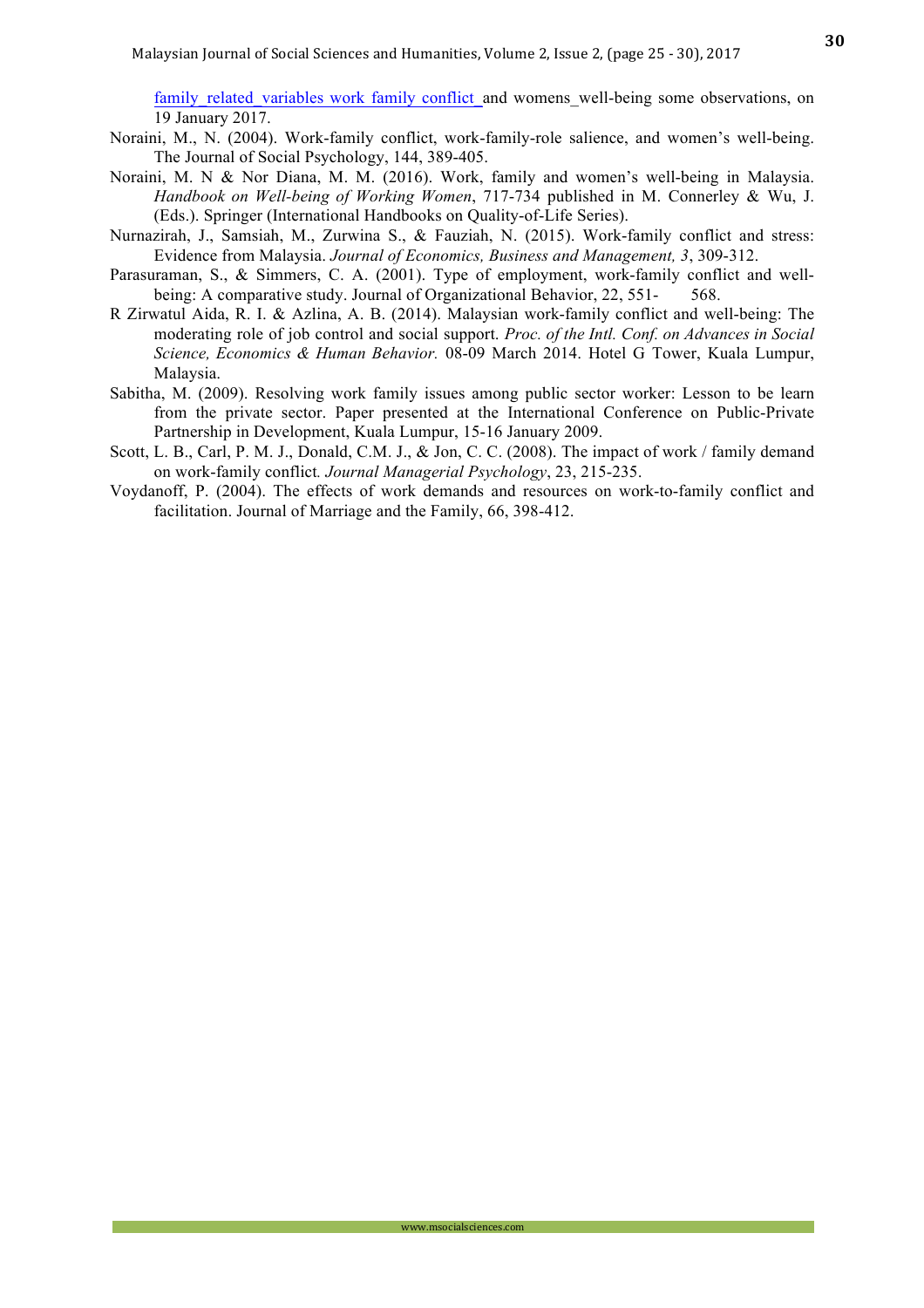family_related_variables work family conflict_and womens_well-being some observations, on 19 January 2017.

Noraini, M., N. (2004). Work-family conflict, work-family-role salience, and women's well-being. The Journal of Social Psychology, 144, 389-405.

Noraini, M. N & Nor Diana, M. M. (2016). Work, family and women's well-being in Malaysia. *Handbook on Well-being of Working Women*, 717-734 published in M. Connerley & Wu, J. (Eds.). Springer (International Handbooks on Quality-of-Life Series).

Nurnazirah, J., Samsiah, M., Zurwina S., & Fauziah, N. (2015). Work-family conflict and stress: Evidence from Malaysia. *Journal of Economics, Business and Management, 3*, 309-312.

Parasuraman, S., & Simmers, C. A. (2001). Type of employment, work-family conflict and well-being: A comparative study. Journal of Organizational Behavior, 22, 551- 568.

R Zirwatul Aida, R. I. & Azlina, A. B. (2014). Malaysian work-family conflict and well-being: The moderating role of job control and social support. *Proc. of the Intl. Conf. on Advances in Social Science, Economics & Human Behavior.* 08-09 March 2014. Hotel G Tower, Kuala Lumpur, Malaysia.

Sabitha, M. (2009). Resolving work family issues among public sector worker: Lesson to be learn from the private sector. Paper presented at the International Conference on Public-Private Partnership in Development, Kuala Lumpur, 15-16 January 2009.

Scott, L. B., Carl, P. M. J., Donald, C.M. J., & Jon, C. C. (2008). The impact of work / family demand on work-family conflict. *Journal Managerial Psychology*, 23, 215-235.

Voydanoff, P. (2004). The effects of work demands and resources on work-to-family conflict and facilitation. Journal of Marriage and the Family, 66, 398-412.